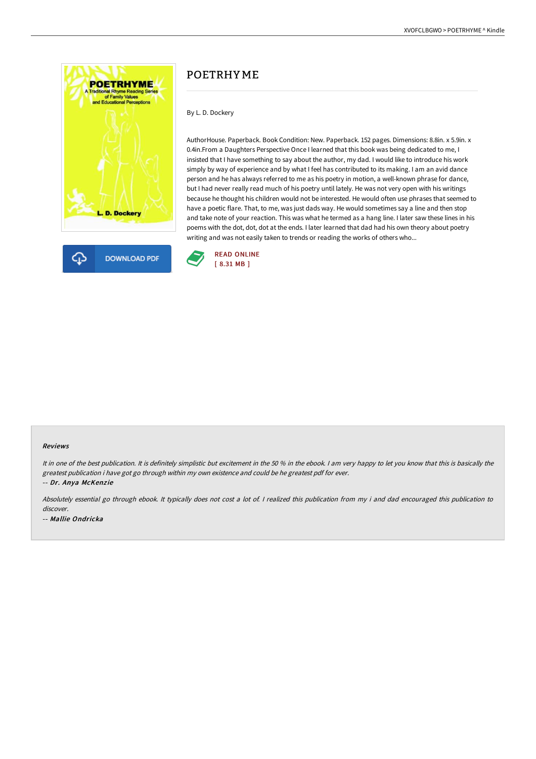# POETRHYME

By L. D. Dockery

AuthorHouse. Paperback. Book Condition: New. Paperback. 152 pages. Dimensions: 8.8in. x 5.9in. x 0.4in.From a Daughters Perspective Once I learned that this book was being dedicated to me, I insisted that I have something to say about the author, my dad. I would like to introduce his work simply by way of experience and by what I feel has contributed to its making. I am an avid dance person and he has always referred to me as his poetry in motion, a well-known phrase for dance, but I had never really read much of his poetry until lately. He was not very open with his writings because he thought his children would not be interested. He would often use phrases that seemed to have a poetic flare. That, to me, was just dads way. He would sometimes say a line and then stop and take note of your reaction. This was what he termed as a hang line. I later saw these lines in his poems with the dot, dot, dot at the ends. I later learned that dad had his own theory about poetry writing and was not easily taken to trends or reading the works of others who...

DOWNLOAD PDF

READ ONLINE
[ 8.31 MB ]

### Reviews

*It in one of the best publication. It is definitely simplistic but excitement in the 50 % in the ebook. I am very happy to let you know that this is basically the greatest publication i have got go through within my own existence and could be he greatest pdf for ever.*

-- *Dr. Anya McKenzie*

*Absolutely essential go through ebook. It typically does not cost a lot of. I realized this publication from my i and dad encouraged this publication to discover.*

-- *Mallie Ondricka*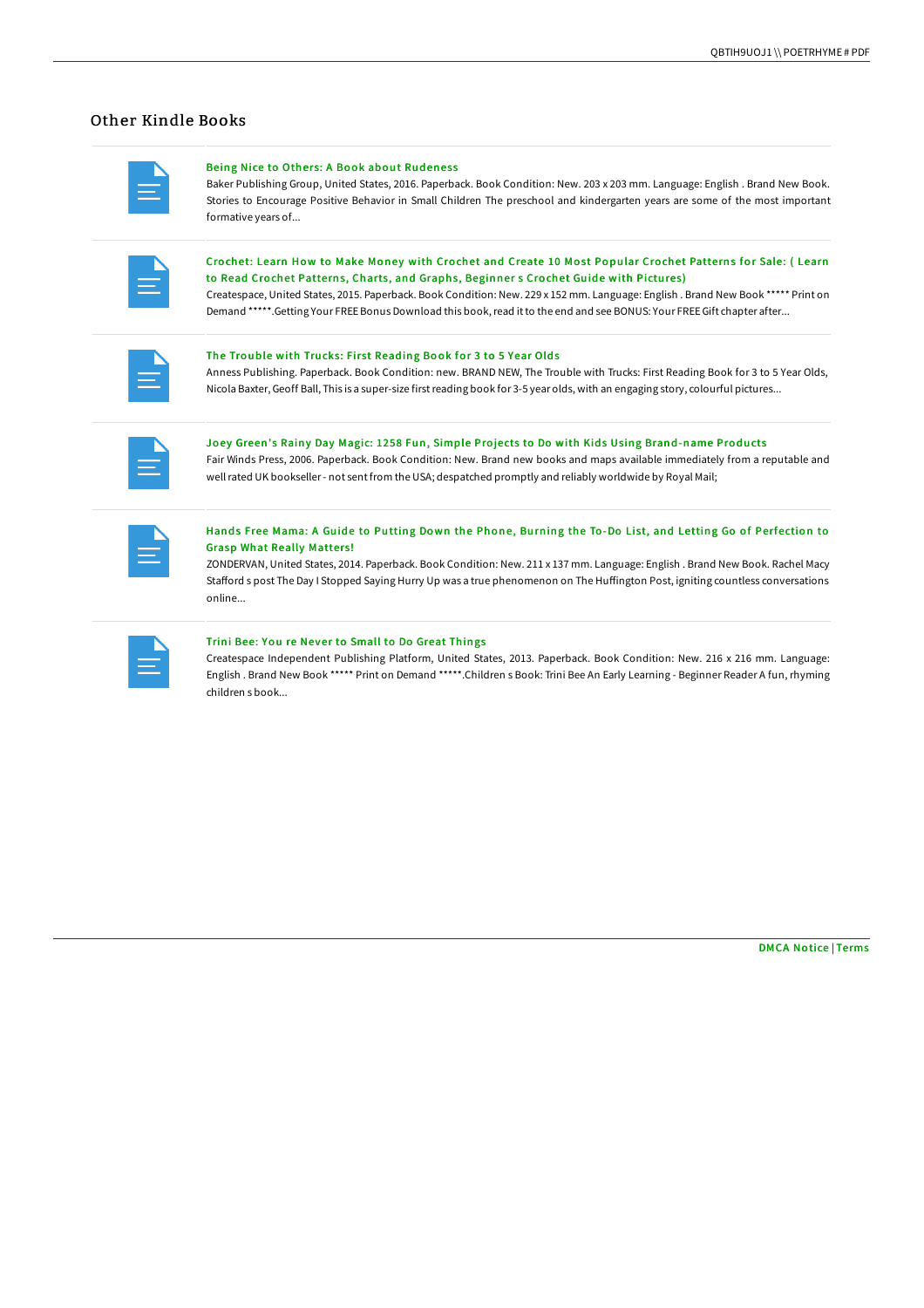## Other Kindle Books

### Being Nice to Others: A Book about Rudeness

Baker Publishing Group, United States, 2016. Paperback. Book Condition: New. 203 x 203 mm. Language: English . Brand New Book. Stories to Encourage Positive Behavior in Small Children The preschool and kindergarten years are some of the most important formative years of...

### Crochet: Learn How to Make Money with Crochet and Create 10 Most Popular Crochet Patterns for Sale: ( Learn to Read Crochet Patterns, Charts, and Graphs, Beginner s Crochet Guide with Pictures)

Createspace, United States, 2015. Paperback. Book Condition: New. 229 x 152 mm. Language: English . Brand New Book ***** Print on Demand *****.Getting Your FREE Bonus Download this book, read it to the end and see BONUS: Your FREE Gift chapter after...

### The Trouble with Trucks: First Reading Book for 3 to 5 Year Olds

Anness Publishing. Paperback. Book Condition: new. BRAND NEW, The Trouble with Trucks: First Reading Book for 3 to 5 Year Olds, Nicola Baxter, Geoff Ball, This is a super-size first reading book for 3-5 year olds, with an engaging story, colourful pictures...

### Joey Green's Rainy Day Magic: 1258 Fun, Simple Projects to Do with Kids Using Brand-name Products

Fair Winds Press, 2006. Paperback. Book Condition: New. Brand new books and maps available immediately from a reputable and well rated UK bookseller - not sent from the USA; despatched promptly and reliably worldwide by Royal Mail;

### Hands Free Mama: A Guide to Putting Down the Phone, Burning the To-Do List, and Letting Go of Perfection to Grasp What Really Matters!

ZONDERVAN, United States, 2014. Paperback. Book Condition: New. 211 x 137 mm. Language: English . Brand New Book. Rachel Macy Stafford s post The Day I Stopped Saying Hurry Up was a true phenomenon on The Huffington Post, igniting countless conversations online...

### Trini Bee: You re Never to Small to Do Great Things

Createspace Independent Publishing Platform, United States, 2013. Paperback. Book Condition: New. 216 x 216 mm. Language: English . Brand New Book ***** Print on Demand *****.Children s Book: Trini Bee An Early Learning - Beginner Reader A fun, rhyming children s book...

DMCA Notice | Terms